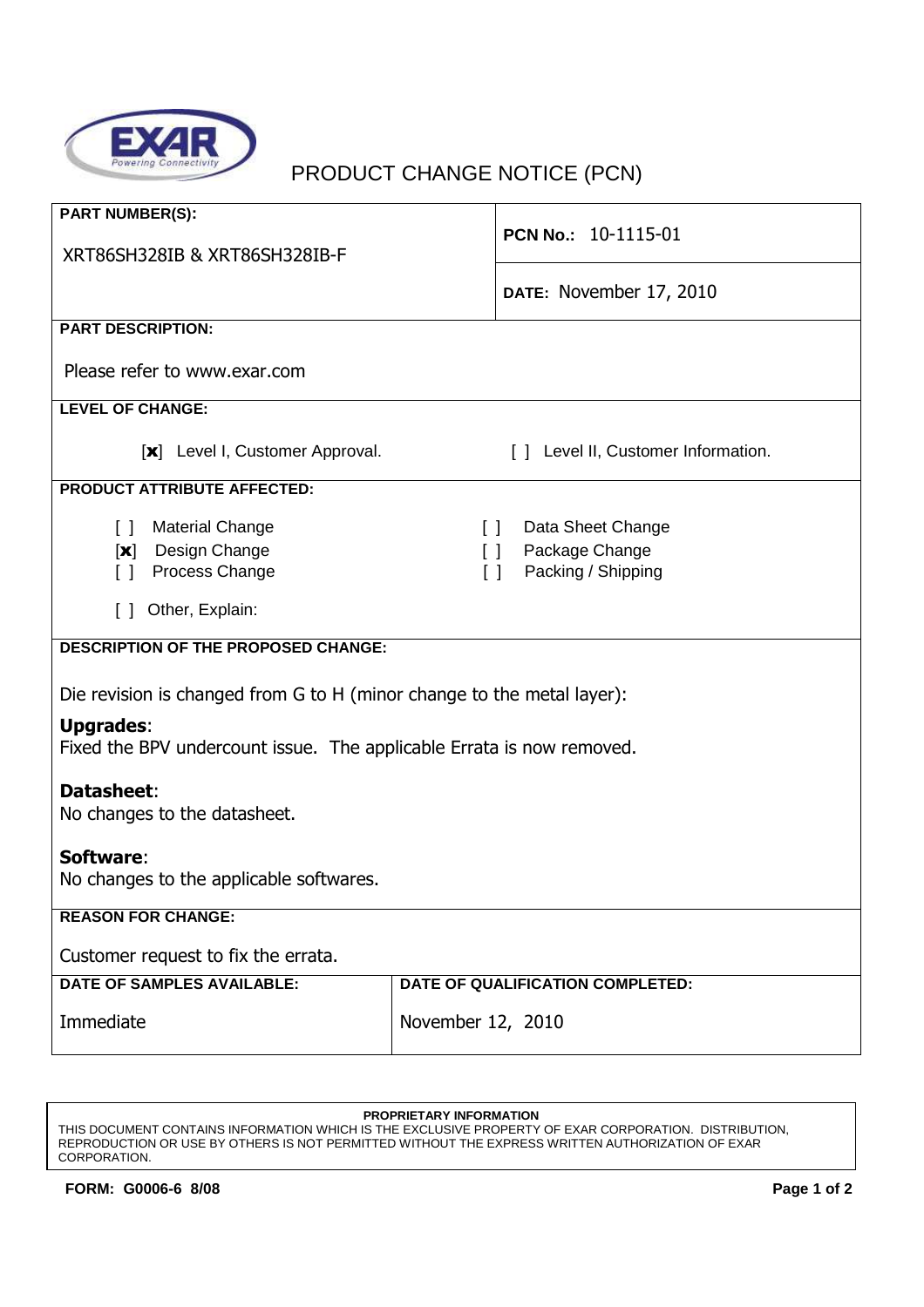# PRODUCT CHANGE NOTICE (PCN)

**PART NUMBER(S):**

XRT86SH328IB & XRT86SH328IB-F

**PCN No.:** 10-1115-01

**DATE:** November 17, 2010

**PART DESCRIPTION:**

Please refer to www.exar.com

**LEVEL OF CHANGE:**

[x] Level I, Customer Approval. [ ] Level II, Customer Information.

**PRODUCT ATTRIBUTE AFFECTED:**

- [ ] Material Change
- [x] Design Change
- [ ] Process Change
- [ ] Data Sheet Change
- [ ] Package Change
- [ ] Packing / Shipping
- [ ] Other, Explain:

**DESCRIPTION OF THE PROPOSED CHANGE:**

Die revision is changed from G to H (minor change to the metal layer):

**Upgrades**:
Fixed the BPV undercount issue. The applicable Errata is now removed.

**Datasheet**:
No changes to the datasheet.

**Software**:
No changes to the applicable softwares.

**REASON FOR CHANGE:**

Customer request to fix the errata.

| DATE OF SAMPLES AVAILABLE: | DATE OF QUALIFICATION COMPLETED: |
| --- | --- |
| Immediate | November 12, 2010 |

**PROPRIETARY INFORMATION**
THIS DOCUMENT CONTAINS INFORMATION WHICH IS THE EXCLUSIVE PROPERTY OF EXAR CORPORATION. DISTRIBUTION, REPRODUCTION OR USE BY OTHERS IS NOT PERMITTED WITHOUT THE EXPRESS WRITTEN AUTHORIZATION OF EXAR CORPORATION.

**FORM: G0006-6 8/08**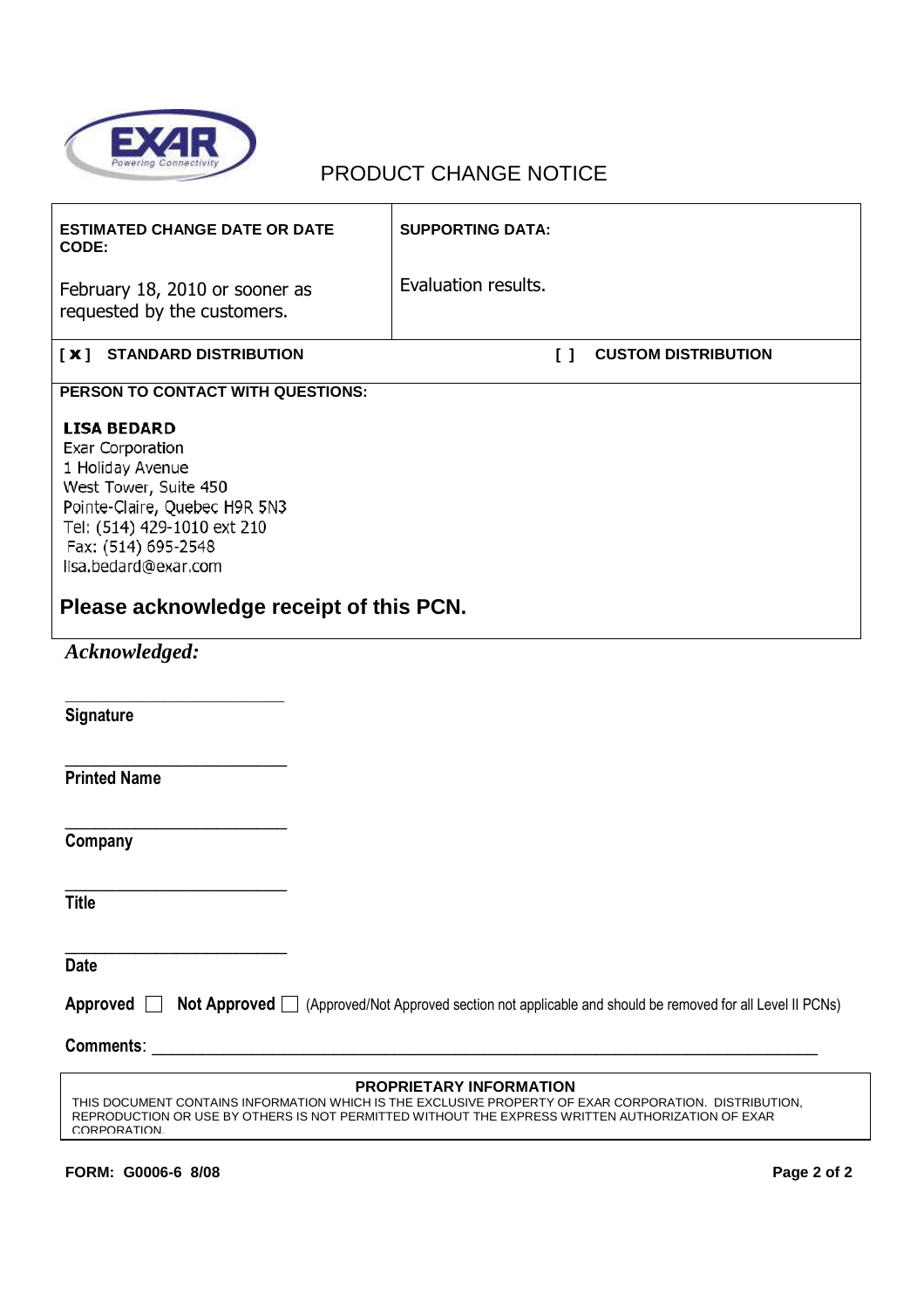# PRODUCT CHANGE NOTICE

| | |
|---|---|
| **ESTIMATED CHANGE DATE OR DATE CODE:**<br><br>February 18, 2010 or sooner as requested by the customers. | **SUPPORTING DATA:**<br><br>Evaluation results. |
| **[ x ] STANDARD DISTRIBUTION** | **[ ] CUSTOM DISTRIBUTION** |

**PERSON TO CONTACT WITH QUESTIONS:**

**LISA BEDARD**
Exar Corporation
1 Holiday Avenue
West Tower, Suite 450
Pointe-Claire, Quebec H9R 5N3
Tel: (514) 429-1010 ext 210
Fax: (514) 695-2548
lisa.bedard@exar.com

## Please acknowledge receipt of this PCN.

***Acknowledged:***

_________________________
**Signature**

_________________________
**Printed Name**

_________________________
**Company**

_________________________
**Title**

_________________________
**Date**

**Approved** ☐ **Not Approved** ☐ (Approved/Not Approved section not applicable and should be removed for all Level II PCNs)

**Comments**: ___________________________________________________________________________

**PROPRIETARY INFORMATION**

THIS DOCUMENT CONTAINS INFORMATION WHICH IS THE EXCLUSIVE PROPERTY OF EXAR CORPORATION. DISTRIBUTION, REPRODUCTION OR USE BY OTHERS IS NOT PERMITTED WITHOUT THE EXPRESS WRITTEN AUTHORIZATION OF EXAR CORPORATION.

**FORM: G0006-6 8/08**